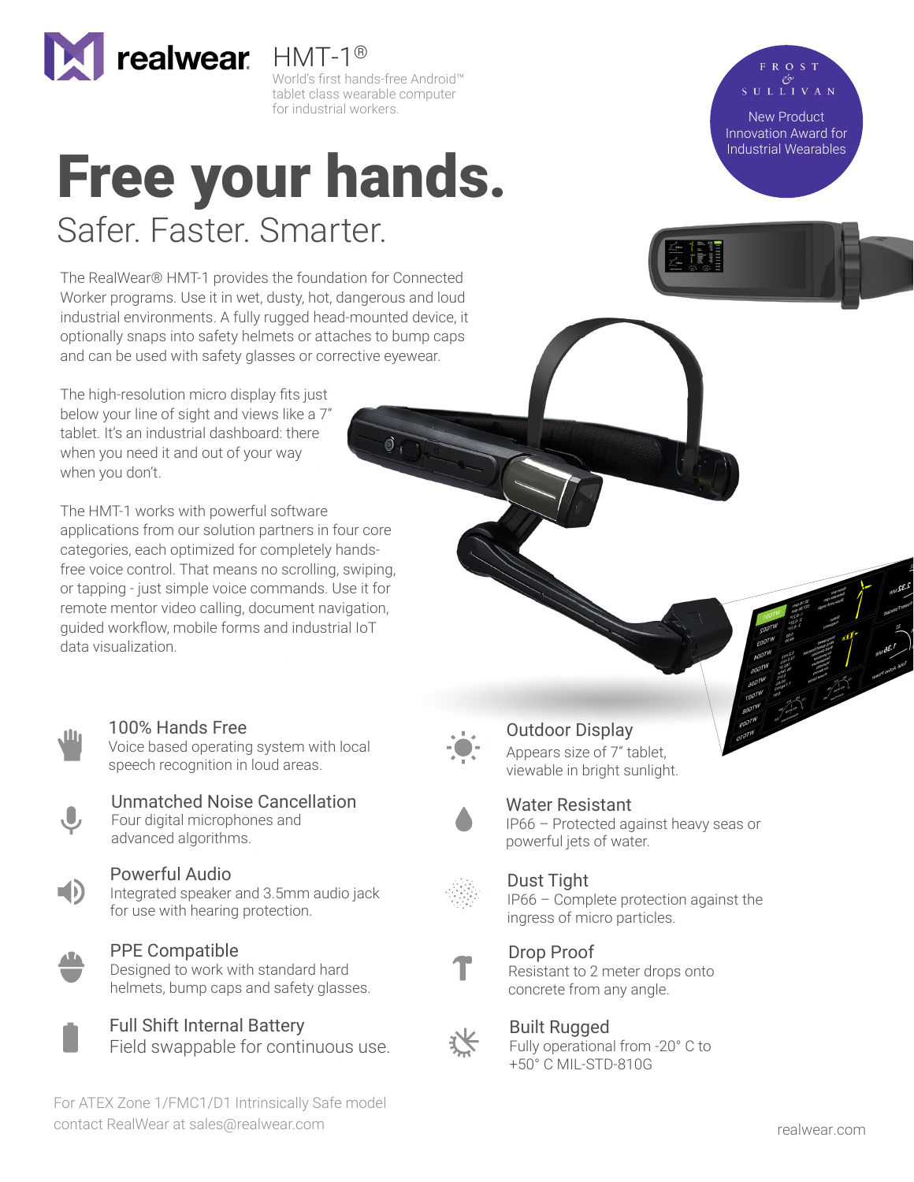realwear

HMT-1®

World's first hands-free Android™ tablet class wearable computer for industrial workers.

FROST & SULLIVAN

New Product Innovation Award for Industrial Wearables

# Free your hands.

## Safer. Faster. Smarter.

The RealWear® HMT-1 provides the foundation for Connected Worker programs. Use it in wet, dusty, hot, dangerous and loud industrial environments. A fully rugged head-mounted device, it optionally snaps into safety helmets or attaches to bump caps and can be used with safety glasses or corrective eyewear.

The high-resolution micro display fits just below your line of sight and views like a 7" tablet. It's an industrial dashboard: there when you need it and out of your way when you don't.

The HMT-1 works with powerful software applications from our solution partners in four core categories, each optimized for completely hands-free voice control. That means no scrolling, swiping, or tapping - just simple voice commands. Use it for remote mentor video calling, document navigation, guided workflow, mobile forms and industrial IoT data visualization.

### 100% Hands Free
Voice based operating system with local speech recognition in loud areas.

### Unmatched Noise Cancellation
Four digital microphones and advanced algorithms.

### Powerful Audio
Integrated speaker and 3.5mm audio jack for use with hearing protection.

### PPE Compatible
Designed to work with standard hard helmets, bump caps and safety glasses.

### Full Shift Internal Battery
Field swappable for continuous use.

### Outdoor Display
Appears size of 7" tablet, viewable in bright sunlight.

### Water Resistant
IP66 – Protected against heavy seas or powerful jets of water.

### Dust Tight
IP66 – Complete protection against the ingress of micro particles.

### Drop Proof
Resistant to 2 meter drops onto concrete from any angle.

### Built Rugged
Fully operational from -20° C to +50° C MIL-STD-810G

For ATEX Zone 1/FMC1/D1 Intrinsically Safe model contact RealWear at sales@realwear.com

realwear.com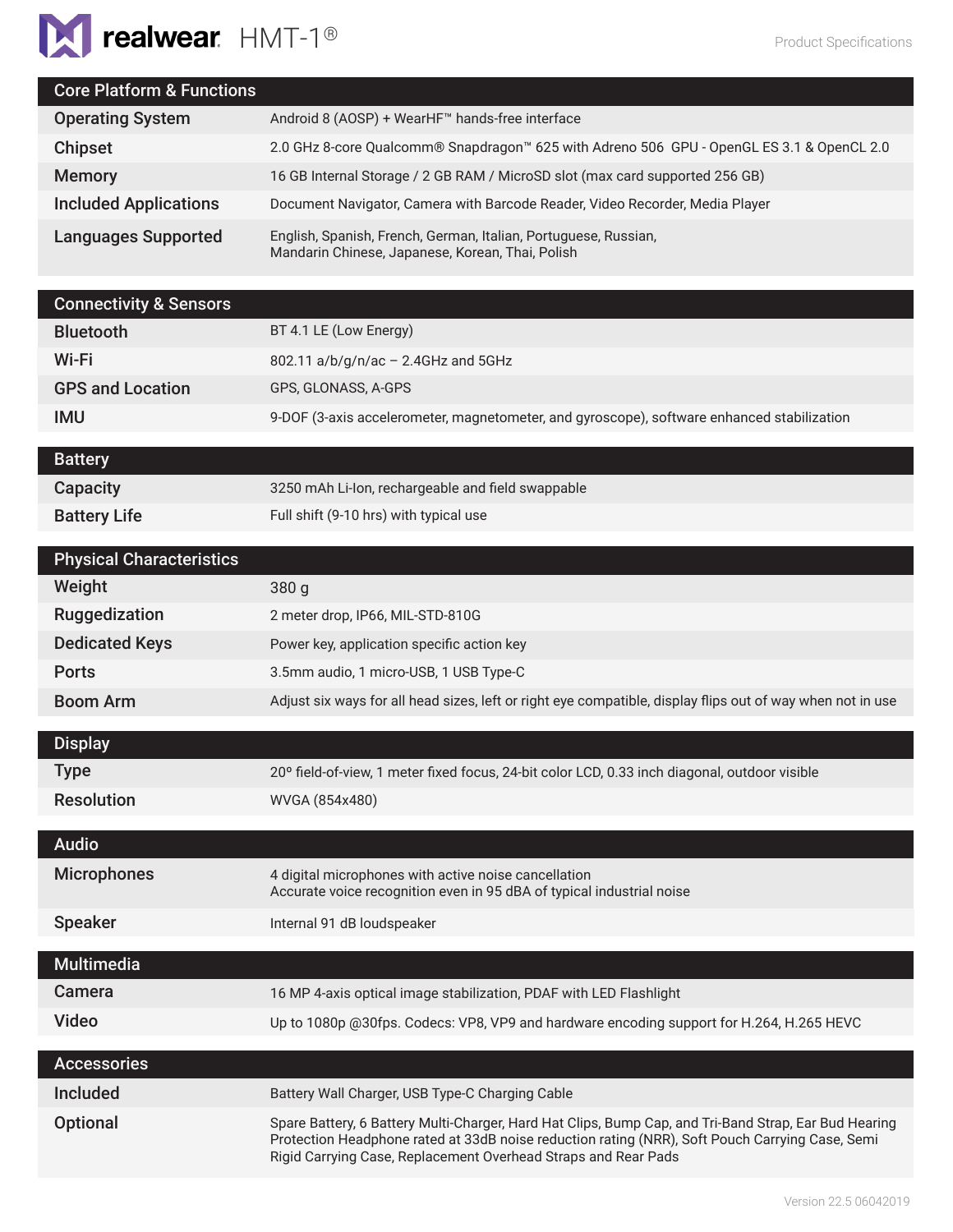# realwear HMT-1®

Product Specifications

## Core Platform & Functions

| | |
|---|---|
| Operating System | Android 8 (AOSP) + WearHF™ hands-free interface |
| Chipset | 2.0 GHz 8-core Qualcomm® Snapdragon™ 625 with Adreno 506 GPU - OpenGL ES 3.1 & OpenCL 2.0 |
| Memory | 16 GB Internal Storage / 2 GB RAM / MicroSD slot (max card supported 256 GB) |
| Included Applications | Document Navigator, Camera with Barcode Reader, Video Recorder, Media Player |
| Languages Supported | English, Spanish, French, German, Italian, Portuguese, Russian, Mandarin Chinese, Japanese, Korean, Thai, Polish |

## Connectivity & Sensors

| | |
|---|---|
| Bluetooth | BT 4.1 LE (Low Energy) |
| Wi-Fi | 802.11 a/b/g/n/ac – 2.4GHz and 5GHz |
| GPS and Location | GPS, GLONASS, A-GPS |
| IMU | 9-DOF (3-axis accelerometer, magnetometer, and gyroscope), software enhanced stabilization |

## Battery

| | |
|---|---|
| Capacity | 3250 mAh Li-Ion, rechargeable and field swappable |
| Battery Life | Full shift (9-10 hrs) with typical use |

## Physical Characteristics

| | |
|---|---|
| Weight | 380 g |
| Ruggedization | 2 meter drop, IP66, MIL-STD-810G |
| Dedicated Keys | Power key, application specific action key |
| Ports | 3.5mm audio, 1 micro-USB, 1 USB Type-C |
| Boom Arm | Adjust six ways for all head sizes, left or right eye compatible, display flips out of way when not in use |

## Display

| | |
|---|---|
| Type | 20º field-of-view, 1 meter fixed focus, 24-bit color LCD, 0.33 inch diagonal, outdoor visible |
| Resolution | WVGA (854x480) |

## Audio

| | |
|---|---|
| Microphones | 4 digital microphones with active noise cancellation<br>Accurate voice recognition even in 95 dBA of typical industrial noise |
| Speaker | Internal 91 dB loudspeaker |

## Multimedia

| | |
|---|---|
| Camera | 16 MP 4-axis optical image stabilization, PDAF with LED Flashlight |
| Video | Up to 1080p @30fps. Codecs: VP8, VP9 and hardware encoding support for H.264, H.265 HEVC |

## Accessories

| | |
|---|---|
| Included | Battery Wall Charger, USB Type-C Charging Cable |
| Optional | Spare Battery, 6 Battery Multi-Charger, Hard Hat Clips, Bump Cap, and Tri-Band Strap, Ear Bud Hearing Protection Headphone rated at 33dB noise reduction rating (NRR), Soft Pouch Carrying Case, Semi Rigid Carrying Case, Replacement Overhead Straps and Rear Pads |

Version 22.5 06042019